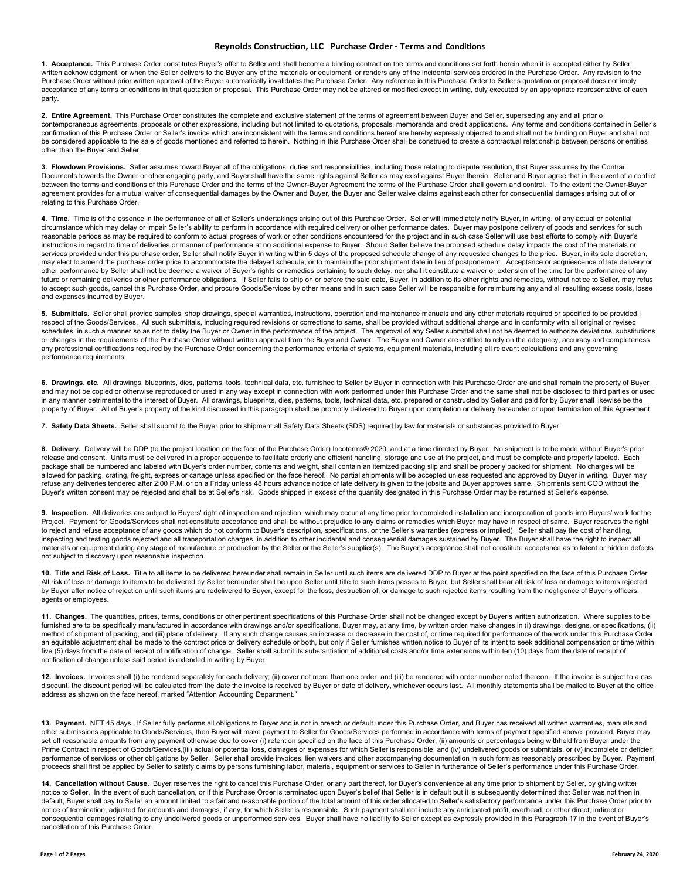# Reynolds Construction, LLC Purchase Order - Terms and Conditions

**1. Acceptance.** This Purchase Order constitutes Buyer's offer to Seller and shall become a binding contract on the terms and conditions set forth herein when it is accepted either by Seller' written acknowledgment, or when the Seller delivers to the Buyer any of the materials or equipment, or renders any of the incidental services ordered in the Purchase Order. Any revision to the Purchase Order without prior written approval of the Buyer automatically invalidates the Purchase Order. Any reference in this Purchase Order to Seller's quotation or proposal does not imply acceptance of any terms or conditions in that quotation or proposal. This Purchase Order may not be altered or modified except in writing, duly executed by an appropriate representative of each party.

**2. Entire Agreement.** This Purchase Order constitutes the complete and exclusive statement of the terms of agreement between Buyer and Seller, superseding any and all prior o contemporaneous agreements, proposals or other expressions, including but not limited to quotations, proposals, memoranda and credit applications. Any terms and conditions contained in Seller's confirmation of this Purchase Order or Seller's invoice which are inconsistent with the terms and conditions hereof are hereby expressly objected to and shall not be binding on Buyer and shall not be considered applicable to the sale of goods mentioned and referred to herein. Nothing in this Purchase Order shall be construed to create a contractual relationship between persons or entities other than the Buyer and Seller.

**3. Flowdown Provisions.** Seller assumes toward Buyer all of the obligations, duties and responsibilities, including those relating to dispute resolution, that Buyer assumes by the Contrac Documents towards the Owner or other engaging party, and Buyer shall have the same rights against Seller as may exist against Buyer therein. Seller and Buyer agree that in the event of a conflict between the terms and conditions of this Purchase Order and the terms of the Owner-Buyer Agreement the terms of the Purchase Order shall govern and control. To the extent the Owner-Buyer agreement provides for a mutual waiver of consequential damages by the Owner and Buyer, the Buyer and Seller waive claims against each other for consequential damages arising out of or relating to this Purchase Order.

**4. Time.** Time is of the essence in the performance of all of Seller's undertakings arising out of this Purchase Order. Seller will immediately notify Buyer, in writing, of any actual or potential circumstance which may delay or impair Seller's ability to perform in accordance with required delivery or other performance dates. Buyer may postpone delivery of goods and services for such reasonable periods as may be required to conform to actual progress of work or other conditions encountered for the project and in such case Seller will use best efforts to comply with Buyer's instructions in regard to time of deliveries or manner of performance at no additional expense to Buyer. Should Seller believe the proposed schedule delay impacts the cost of the materials or services provided under this purchase order, Seller shall notify Buyer in writing within 5 days of the proposed schedule change of any requested changes to the price. Buyer, in its sole discretion, may elect to amend the purchase order price to accommodate the delayed schedule, or to maintain the prior shipment date in lieu of postponement. Acceptance or acquiescence of late delivery or other performance by Seller shall not be deemed a waiver of Buyer's rights or remedies pertaining to such delay, nor shall it constitute a waiver or extension of the time for the performance of any future or remaining deliveries or other performance obligations. If Seller fails to ship on or before the said date, Buyer, in addition to its other rights and remedies, without notice to Seller, may refus to accept such goods, cancel this Purchase Order, and procure Goods/Services by other means and in such case Seller will be responsible for reimbursing any and all resulting excess costs, losse and expenses incurred by Buyer.

**5. Submittals.** Seller shall provide samples, shop drawings, special warranties, instructions, operation and maintenance manuals and any other materials required or specified to be provided i respect of the Goods/Services. All such submittals, including required revisions or corrections to same, shall be provided without additional charge and in conformity with all original or revised schedules, in such a manner so as not to delay the Buyer or Owner in the performance of the project. The approval of any Seller submittal shall not be deemed to authorize deviations, substitutions or changes in the requirements of the Purchase Order without written approval from the Buyer and Owner. The Buyer and Owner are entitled to rely on the adequacy, accuracy and completeness any professional certifications required by the Purchase Order concerning the performance criteria of systems, equipment materials, including all relevant calculations and any governing performance requirements.

**6. Drawings, etc.** All drawings, blueprints, dies, patterns, tools, technical data, etc. furnished to Seller by Buyer in connection with this Purchase Order are and shall remain the property of Buyer and may not be copied or otherwise reproduced or used in any way except in connection with work performed under this Purchase Order and the same shall not be disclosed to third parties or used in any manner detrimental to the interest of Buyer. All drawings, blueprints, dies, patterns, tools, technical data, etc. prepared or constructed by Seller and paid for by Buyer shall likewise be the property of Buyer. All of Buyer's property of the kind discussed in this paragraph shall be promptly delivered to Buyer upon completion or delivery hereunder or upon termination of this Agreement.

**7. Safety Data Sheets.** Seller shall submit to the Buyer prior to shipment all Safety Data Sheets (SDS) required by law for materials or substances provided to Buyer

**8. Delivery.** Delivery will be DDP (to the project location on the face of the Purchase Order) Incoterms® 2020, and at a time directed by Buyer. No shipment is to be made without Buyer's prior release and consent. Units must be delivered in a proper sequence to facilitate orderly and efficient handling, storage and use at the project, and must be complete and properly labeled. Each package shall be numbered and labeled with Buyer's order number, contents and weight, shall contain an itemized packing slip and shall be properly packed for shipment. No charges will be allowed for packing, crating, freight, express or cartage unless specified on the face hereof. No partial shipments will be accepted unless requested and approved by Buyer in writing. Buyer may refuse any deliveries tendered after 2:00 P.M. or on a Friday unless 48 hours advance notice of late delivery is given to the jobsite and Buyer approves same. Shipments sent COD without the Buyer's written consent may be rejected and shall be at Seller's risk. Goods shipped in excess of the quantity designated in this Purchase Order may be returned at Seller's expense.

**9. Inspection.** All deliveries are subject to Buyers' right of inspection and rejection, which may occur at any time prior to completed installation and incorporation of goods into Buyers' work for the Project. Payment for Goods/Services shall not constitute acceptance and shall be without prejudice to any claims or remedies which Buyer may have in respect of same. Buyer reserves the right to reject and refuse acceptance of any goods which do not conform to Buyer's description, specifications, or the Seller's warranties (express or implied). Seller shall pay the cost of handling, inspecting and testing goods rejected and all transportation charges, in addition to other incidental and consequential damages sustained by Buyer. The Buyer shall have the right to inspect all materials or equipment during any stage of manufacture or production by the Seller or the Seller's supplier(s). The Buyer's acceptance shall not constitute acceptance as to latent or hidden defects not subject to discovery upon reasonable inspection.

**10. Title and Risk of Loss.** Title to all items to be delivered hereunder shall remain in Seller until such items are delivered DDP to Buyer at the point specified on the face of this Purchase Order All risk of loss or damage to items to be delivered by Seller hereunder shall be upon Seller until title to such items passes to Buyer, but Seller shall bear all risk of loss or damage to items rejected by Buyer after notice of rejection until such items are redelivered to Buyer, except for the loss, destruction of, or damage to such rejected items resulting from the negligence of Buyer's officers, agents or employees.

**11. Changes.** The quantities, prices, terms, conditions or other pertinent specifications of this Purchase Order shall not be changed except by Buyer's written authorization. Where supplies to be furnished are to be specifically manufactured in accordance with drawings and/or specifications, Buyer may, at any time, by written order make changes in (i) drawings, designs, or specifications, (ii) method of shipment of packing, and (iii) place of delivery. If any such change causes an increase or decrease in the cost of, or time required for performance of the work under this Purchase Order an equitable adjustment shall be made to the contract price or delivery schedule or both, but only if Seller furnishes written notice to Buyer of its intent to seek additional compensation or time within five (5) days from the date of receipt of notification of change. Seller shall submit its substantiation of additional costs and/or time extensions within ten (10) days from the date of receipt of notification of change unless said period is extended in writing by Buyer.

**12. Invoices.** Invoices shall (i) be rendered separately for each delivery; (ii) cover not more than one order, and (iii) be rendered with order number noted thereon. If the invoice is subject to a cas discount, the discount period will be calculated from the date the invoice is received by Buyer or date of delivery, whichever occurs last. All monthly statements shall be mailed to Buyer at the office address as shown on the face hereof, marked "Attention Accounting Department."

**13. Payment.** NET 45 days. If Seller fully performs all obligations to Buyer and is not in breach or default under this Purchase Order, and Buyer has received all written warranties, manuals and other submissions applicable to Goods/Services, then Buyer will make payment to Seller for Goods/Services performed in accordance with terms of payment specified above; provided, Buyer may set off reasonable amounts from any payment otherwise due to cover (i) retention specified on the face of this Purchase Order, (ii) amounts or percentages being withheld from Buyer under the Prime Contract in respect of Goods/Services,(iii) actual or potential loss, damages or expenses for which Seller is responsible, and (iv) undelivered goods or submittals, or (v) incomplete or deficien performance of services or other obligations by Seller. Seller shall provide invoices, lien waivers and other accompanying documentation in such form as reasonably prescribed by Buyer. Payment proceeds shall first be applied by Seller to satisfy claims by persons furnishing labor, material, equipment or services to Seller in furtherance of Seller's performance under this Purchase Order.

**14. Cancellation without Cause.** Buyer reserves the right to cancel this Purchase Order, or any part thereof, for Buyer's convenience at any time prior to shipment by Seller, by giving writte notice to Seller. In the event of such cancellation, or if this Purchase Order is terminated upon Buyer's belief that Seller is in default but it is subsequently determined that Seller was not then in default, Buyer shall pay to Seller an amount limited to a fair and reasonable portion of the total amount of this order allocated to Seller's satisfactory performance under this Purchase Order prior to notice of termination, adjusted for amounts and damages, if any, for which Seller is responsible. Such payment shall not include any anticipated profit, overhead, or other direct, indirect or consequential damages relating to any undelivered goods or unperformed services. Buyer shall have no liability to Seller except as expressly provided in this Paragraph 17 in the event of Buyer's cancellation of this Purchase Order.

February 24, 2020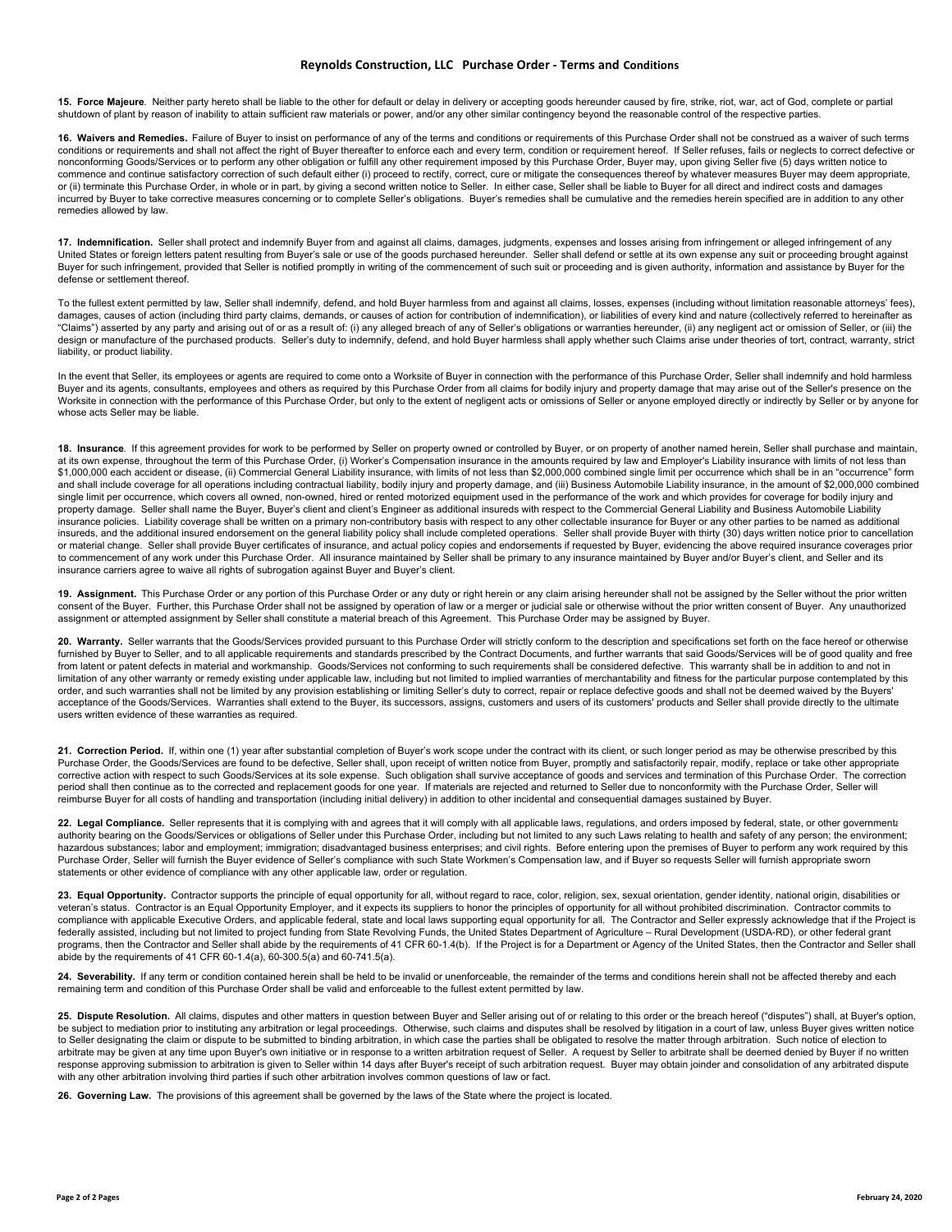# Reynolds Construction, LLC Purchase Order - Terms and Conditions

**15. Force Majeure**. Neither party hereto shall be liable to the other for default or delay in delivery or accepting goods hereunder caused by fire, strike, riot, war, act of God, complete or partial shutdown of plant by reason of inability to attain sufficient raw materials or power, and/or any other similar contingency beyond the reasonable control of the respective parties.

**16. Waivers and Remedies.** Failure of Buyer to insist on performance of any of the terms and conditions or requirements of this Purchase Order shall not be construed as a waiver of such terms conditions or requirements and shall not affect the right of Buyer thereafter to enforce each and every term, condition or requirement hereof. If Seller refuses, fails or neglects to correct defective or nonconforming Goods/Services or to perform any other obligation or fulfill any other requirement imposed by this Purchase Order, Buyer may, upon giving Seller five (5) days written notice to commence and continue satisfactory correction of such default either (i) proceed to rectify, correct, cure or mitigate the consequences thereof by whatever measures Buyer may deem appropriate, or (ii) terminate this Purchase Order, in whole or in part, by giving a second written notice to Seller. In either case, Seller shall be liable to Buyer for all direct and indirect costs and damages incurred by Buyer to take corrective measures concerning or to complete Seller's obligations. Buyer's remedies shall be cumulative and the remedies herein specified are in addition to any other remedies allowed by law.

**17. Indemnification.** Seller shall protect and indemnify Buyer from and against all claims, damages, judgments, expenses and losses arising from infringement or alleged infringement of any United States or foreign letters patent resulting from Buyer's sale or use of the goods purchased hereunder. Seller shall defend or settle at its own expense any suit or proceeding brought against Buyer for such infringement, provided that Seller is notified promptly in writing of the commencement of such suit or proceeding and is given authority, information and assistance by Buyer for the defense or settlement thereof.

To the fullest extent permitted by law, Seller shall indemnify, defend, and hold Buyer harmless from and against all claims, losses, expenses (including without limitation reasonable attorneys' fees), damages, causes of action (including third party claims, demands, or causes of action for contribution of indemnification), or liabilities of every kind and nature (collectively referred to hereinafter as "Claims") asserted by any party and arising out of or as a result of: (i) any alleged breach of any of Seller's obligations or warranties hereunder, (ii) any negligent act or omission of Seller, or (iii) the design or manufacture of the purchased products. Seller's duty to indemnify, defend, and hold Buyer harmless shall apply whether such Claims arise under theories of tort, contract, warranty, strict liability, or product liability.

In the event that Seller, its employees or agents are required to come onto a Worksite of Buyer in connection with the performance of this Purchase Order, Seller shall indemnify and hold harmless Buyer and its agents, consultants, employees and others as required by this Purchase Order from all claims for bodily injury and property damage that may arise out of the Seller's presence on the Worksite in connection with the performance of this Purchase Order, but only to the extent of negligent acts or omissions of Seller or anyone employed directly or indirectly by Seller or by anyone for whose acts Seller may be liable.

**18. Insurance**. If this agreement provides for work to be performed by Seller on property owned or controlled by Buyer, or on property of another named herein, Seller shall purchase and maintain, at its own expense, throughout the term of this Purchase Order, (i) Worker's Compensation insurance in the amounts required by law and Employer's Liability insurance with limits of not less than $1,000,000 each accident or disease, (ii) Commercial General Liability insurance, with limits of not less than $2,000,000 combined single limit per occurrence which shall be in an "occurrence" form and shall include coverage for all operations including contractual liability, bodily injury and property damage, and (iii) Business Automobile Liability insurance, in the amount of $2,000,000 combined single limit per occurrence, which covers all owned, non-owned, hired or rented motorized equipment used in the performance of the work and which provides for coverage for bodily injury and property damage. Seller shall name the Buyer, Buyer's client and client's Engineer as additional insureds with respect to the Commercial General Liability and Business Automobile Liability insurance policies. Liability coverage shall be written on a primary non-contributory basis with respect to any other collectable insurance for Buyer or any other parties to be named as additional insureds, and the additional insured endorsement on the general liability policy shall include completed operations. Seller shall provide Buyer with thirty (30) days written notice prior to cancellation or material change. Seller shall provide Buyer certificates of insurance, and actual policy copies and endorsements if requested by Buyer, evidencing the above required insurance coverages prior to commencement of any work under this Purchase Order. All insurance maintained by Seller shall be primary to any insurance maintained by Buyer and/or Buyer's client, and Seller and its insurance carriers agree to waive all rights of subrogation against Buyer and Buyer's client.

**19. Assignment.** This Purchase Order or any portion of this Purchase Order or any duty or right herein or any claim arising hereunder shall not be assigned by the Seller without the prior written consent of the Buyer. Further, this Purchase Order shall not be assigned by operation of law or a merger or judicial sale or otherwise without the prior written consent of Buyer. Any unauthorized assignment or attempted assignment by Seller shall constitute a material breach of this Agreement. This Purchase Order may be assigned by Buyer.

**20. Warranty.** Seller warrants that the Goods/Services provided pursuant to this Purchase Order will strictly conform to the description and specifications set forth on the face hereof or otherwise furnished by Buyer to Seller, and to all applicable requirements and standards prescribed by the Contract Documents, and further warrants that said Goods/Services will be of good quality and free from latent or patent defects in material and workmanship. Goods/Services not conforming to such requirements shall be considered defective. This warranty shall be in addition to and not in limitation of any other warranty or remedy existing under applicable law, including but not limited to implied warranties of merchantability and fitness for the particular purpose contemplated by this order, and such warranties shall not be limited by any provision establishing or limiting Seller's duty to correct, repair or replace defective goods and shall not be deemed waived by the Buyers' acceptance of the Goods/Services. Warranties shall extend to the Buyer, its successors, assigns, customers and users of its customers' products and Seller shall provide directly to the ultimate users written evidence of these warranties as required.

**21. Correction Period.** If, within one (1) year after substantial completion of Buyer's work scope under the contract with its client, or such longer period as may be otherwise prescribed by this Purchase Order, the Goods/Services are found to be defective, Seller shall, upon receipt of written notice from Buyer, promptly and satisfactorily repair, modify, replace or take other appropriate corrective action with respect to such Goods/Services at its sole expense. Such obligation shall survive acceptance of goods and services and termination of this Purchase Order. The correction period shall then continue as to the corrected and replacement goods for one year. If materials are rejected and returned to Seller due to nonconformity with the Purchase Order, Seller will reimburse Buyer for all costs of handling and transportation (including initial delivery) in addition to other incidental and consequential damages sustained by Buyer.

**22. Legal Compliance.** Seller represents that it is complying with and agrees that it will comply with all applicable laws, regulations, and orders imposed by federal, state, or other governmental authority bearing on the Goods/Services or obligations of Seller under this Purchase Order, including but not limited to any such Laws relating to health and safety of any person; the environment; hazardous substances; labor and employment; immigration; disadvantaged business enterprises; and civil rights. Before entering upon the premises of Buyer to perform any work required by this Purchase Order, Seller will furnish the Buyer evidence of Seller's compliance with such State Workmen's Compensation law, and if Buyer so requests Seller will furnish appropriate sworn statements or other evidence of compliance with any other applicable law, order or regulation.

**23. Equal Opportunity.** Contractor supports the principle of equal opportunity for all, without regard to race, color, religion, sex, sexual orientation, gender identity, national origin, disabilities or veteran's status. Contractor is an Equal Opportunity Employer, and it expects its suppliers to honor the principles of opportunity for all without prohibited discrimination. Contractor commits to compliance with applicable Executive Orders, and applicable federal, state and local laws supporting equal opportunity for all. The Contractor and Seller expressly acknowledge that if the Project is federally assisted, including but not limited to project funding from State Revolving Funds, the United States Department of Agriculture – Rural Development (USDA-RD), or other federal grant programs, then the Contractor and Seller shall abide by the requirements of 41 CFR 60-1.4(b). If the Project is for a Department or Agency of the United States, then the Contractor and Seller shall abide by the requirements of 41 CFR 60-1.4(a), 60-300.5(a) and 60-741.5(a).

**24. Severability.** If any term or condition contained herein shall be held to be invalid or unenforceable, the remainder of the terms and conditions herein shall not be affected thereby and each remaining term and condition of this Purchase Order shall be valid and enforceable to the fullest extent permitted by law.

**25. Dispute Resolution.** All claims, disputes and other matters in question between Buyer and Seller arising out of or relating to this order or the breach hereof ("disputes") shall, at Buyer's option, be subject to mediation prior to instituting any arbitration or legal proceedings. Otherwise, such claims and disputes shall be resolved by litigation in a court of law, unless Buyer gives written notice to Seller designating the claim or dispute to be submitted to binding arbitration, in which case the parties shall be obligated to resolve the matter through arbitration. Such notice of election to arbitrate may be given at any time upon Buyer's own initiative or in response to a written arbitration request of Seller. A request by Seller to arbitrate shall be deemed denied by Buyer if no written response approving submission to arbitration is given to Seller within 14 days after Buyer's receipt of such arbitration request. Buyer may obtain joinder and consolidation of any arbitrated dispute with any other arbitration involving third parties if such other arbitration involves common questions of law or fact.

**26. Governing Law.** The provisions of this agreement shall be governed by the laws of the State where the project is located.

February 24, 2020